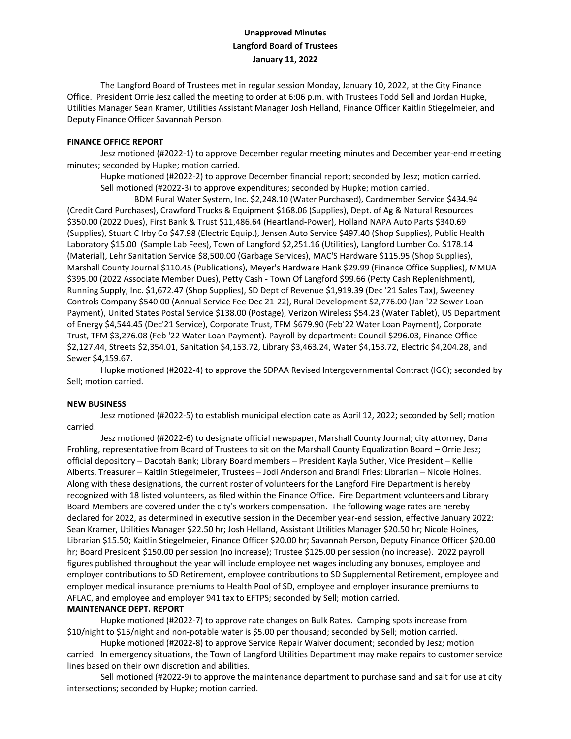**Unapproved Minutes**
**Langford Board of Trustees**
**January 11, 2022**

The Langford Board of Trustees met in regular session Monday, January 10, 2022, at the City Finance Office. President Orrie Jesz called the meeting to order at 6:06 p.m. with Trustees Todd Sell and Jordan Hupke, Utilities Manager Sean Kramer, Utilities Assistant Manager Josh Helland, Finance Officer Kaitlin Stiegelmeier, and Deputy Finance Officer Savannah Person.

**FINANCE OFFICE REPORT**

Jesz motioned (#2022-1) to approve December regular meeting minutes and December year-end meeting minutes; seconded by Hupke; motion carried.

Hupke motioned (#2022-2) to approve December financial report; seconded by Jesz; motion carried.

Sell motioned (#2022-3) to approve expenditures; seconded by Hupke; motion carried.

BDM Rural Water System, Inc. $2,248.10 (Water Purchased), Cardmember Service $434.94 (Credit Card Purchases), Crawford Trucks & Equipment $168.06 (Supplies), Dept. of Ag & Natural Resources $350.00 (2022 Dues), First Bank & Trust $11,486.64 (Heartland-Power), Holland NAPA Auto Parts $340.69 (Supplies), Stuart C Irby Co $47.98 (Electric Equip.), Jensen Auto Service $497.40 (Shop Supplies), Public Health Laboratory $15.00 (Sample Lab Fees), Town of Langford $2,251.16 (Utilities), Langford Lumber Co. $178.14 (Material), Lehr Sanitation Service $8,500.00 (Garbage Services), MAC'S Hardware $115.95 (Shop Supplies), Marshall County Journal $110.45 (Publications), Meyer's Hardware Hank $29.99 (Finance Office Supplies), MMUA $395.00 (2022 Associate Member Dues), Petty Cash - Town Of Langford $99.66 (Petty Cash Replenishment), Running Supply, Inc. $1,672.47 (Shop Supplies), SD Dept of Revenue $1,919.39 (Dec '21 Sales Tax), Sweeney Controls Company $540.00 (Annual Service Fee Dec 21-22), Rural Development $2,776.00 (Jan '22 Sewer Loan Payment), United States Postal Service $138.00 (Postage), Verizon Wireless $54.23 (Water Tablet), US Department of Energy $4,544.45 (Dec'21 Service), Corporate Trust, TFM $679.90 (Feb'22 Water Loan Payment), Corporate Trust, TFM $3,276.08 (Feb '22 Water Loan Payment). Payroll by department: Council $296.03, Finance Office $2,127.44, Streets $2,354.01, Sanitation $4,153.72, Library $3,463.24, Water $4,153.72, Electric $4,204.28, and Sewer $4,159.67.

Hupke motioned (#2022-4) to approve the SDPAA Revised Intergovernmental Contract (IGC); seconded by Sell; motion carried.

**NEW BUSINESS**

Jesz motioned (#2022-5) to establish municipal election date as April 12, 2022; seconded by Sell; motion carried.

Jesz motioned (#2022-6) to designate official newspaper, Marshall County Journal; city attorney, Dana Frohling, representative from Board of Trustees to sit on the Marshall County Equalization Board – Orrie Jesz; official depository – Dacotah Bank; Library Board members – President Kayla Suther, Vice President – Kellie Alberts, Treasurer – Kaitlin Stiegelmeier, Trustees – Jodi Anderson and Brandi Fries; Librarian – Nicole Hoines. Along with these designations, the current roster of volunteers for the Langford Fire Department is hereby recognized with 18 listed volunteers, as filed within the Finance Office. Fire Department volunteers and Library Board Members are covered under the city's workers compensation. The following wage rates are hereby declared for 2022, as determined in executive session in the December year-end session, effective January 2022: Sean Kramer, Utilities Manager $22.50 hr; Josh Helland, Assistant Utilities Manager $20.50 hr; Nicole Hoines, Librarian $15.50; Kaitlin Stiegelmeier, Finance Officer $20.00 hr; Savannah Person, Deputy Finance Officer $20.00 hr; Board President $150.00 per session (no increase); Trustee $125.00 per session (no increase). 2022 payroll figures published throughout the year will include employee net wages including any bonuses, employee and employer contributions to SD Retirement, employee contributions to SD Supplemental Retirement, employee and employer medical insurance premiums to Health Pool of SD, employee and employer insurance premiums to AFLAC, and employee and employer 941 tax to EFTPS; seconded by Sell; motion carried.

**MAINTENANCE DEPT. REPORT**

Hupke motioned (#2022-7) to approve rate changes on Bulk Rates. Camping spots increase from $10/night to $15/night and non-potable water is $5.00 per thousand; seconded by Sell; motion carried.

Hupke motioned (#2022-8) to approve Service Repair Waiver document; seconded by Jesz; motion carried. In emergency situations, the Town of Langford Utilities Department may make repairs to customer service lines based on their own discretion and abilities.

Sell motioned (#2022-9) to approve the maintenance department to purchase sand and salt for use at city intersections; seconded by Hupke; motion carried.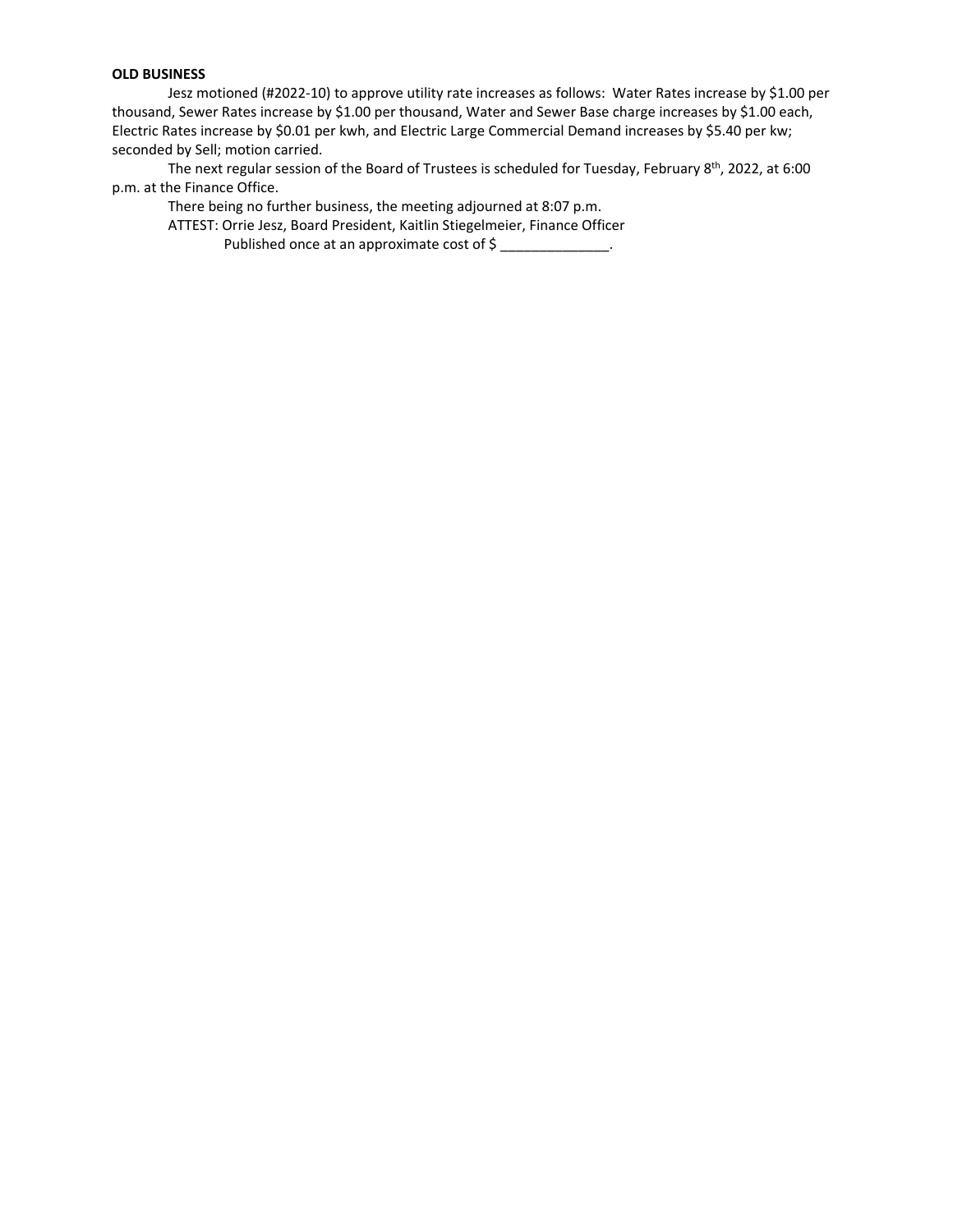**OLD BUSINESS**

Jesz motioned (#2022-10) to approve utility rate increases as follows: Water Rates increase by $1.00 per thousand, Sewer Rates increase by $1.00 per thousand, Water and Sewer Base charge increases by $1.00 each, Electric Rates increase by $0.01 per kwh, and Electric Large Commercial Demand increases by $5.40 per kw; seconded by Sell; motion carried.

The next regular session of the Board of Trustees is scheduled for Tuesday, February 8th, 2022, at 6:00 p.m. at the Finance Office.

There being no further business, the meeting adjourned at 8:07 p.m.

ATTEST: Orrie Jesz, Board President, Kaitlin Stiegelmeier, Finance Officer

Published once at an approximate cost of $ ______________.